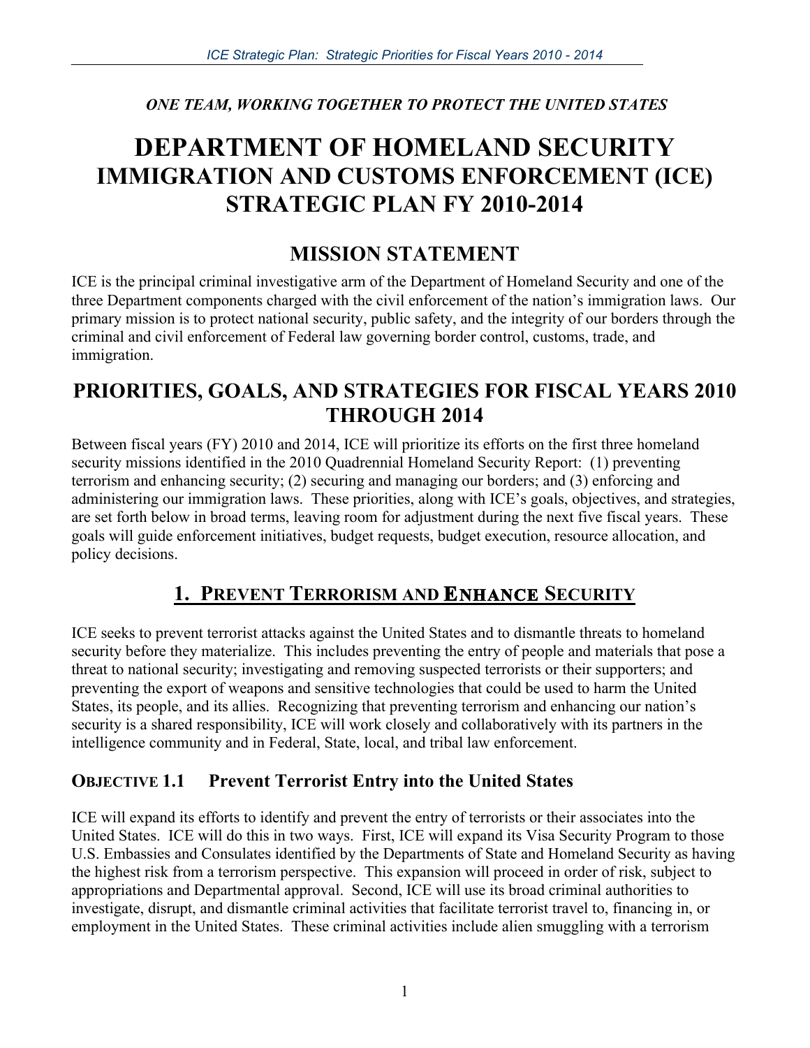*ONE TEAM, WORKING TOGETHER TO PROTECT THE UNITED STATES*

# DEPARTMENT OF HOMELAND SECURITY
# IMMIGRATION AND CUSTOMS ENFORCEMENT (ICE) STRATEGIC PLAN FY 2010-2014

## MISSION STATEMENT

ICE is the principal criminal investigative arm of the Department of Homeland Security and one of the three Department components charged with the civil enforcement of the nation's immigration laws. Our primary mission is to protect national security, public safety, and the integrity of our borders through the criminal and civil enforcement of Federal law governing border control, customs, trade, and immigration.

## PRIORITIES, GOALS, AND STRATEGIES FOR FISCAL YEARS 2010 THROUGH 2014

Between fiscal years (FY) 2010 and 2014, ICE will prioritize its efforts on the first three homeland security missions identified in the 2010 Quadrennial Homeland Security Report: (1) preventing terrorism and enhancing security; (2) securing and managing our borders; and (3) enforcing and administering our immigration laws. These priorities, along with ICE's goals, objectives, and strategies, are set forth below in broad terms, leaving room for adjustment during the next five fiscal years. These goals will guide enforcement initiatives, budget requests, budget execution, resource allocation, and policy decisions.

## 1. PREVENT TERRORISM AND ENHANCE SECURITY

ICE seeks to prevent terrorist attacks against the United States and to dismantle threats to homeland security before they materialize. This includes preventing the entry of people and materials that pose a threat to national security; investigating and removing suspected terrorists or their supporters; and preventing the export of weapons and sensitive technologies that could be used to harm the United States, its people, and its allies. Recognizing that preventing terrorism and enhancing our nation's security is a shared responsibility, ICE will work closely and collaboratively with its partners in the intelligence community and in Federal, State, local, and tribal law enforcement.

### OBJECTIVE 1.1 Prevent Terrorist Entry into the United States

ICE will expand its efforts to identify and prevent the entry of terrorists or their associates into the United States. ICE will do this in two ways. First, ICE will expand its Visa Security Program to those U.S. Embassies and Consulates identified by the Departments of State and Homeland Security as having the highest risk from a terrorism perspective. This expansion will proceed in order of risk, subject to appropriations and Departmental approval. Second, ICE will use its broad criminal authorities to investigate, disrupt, and dismantle criminal activities that facilitate terrorist travel to, financing in, or employment in the United States. These criminal activities include alien smuggling with a terrorism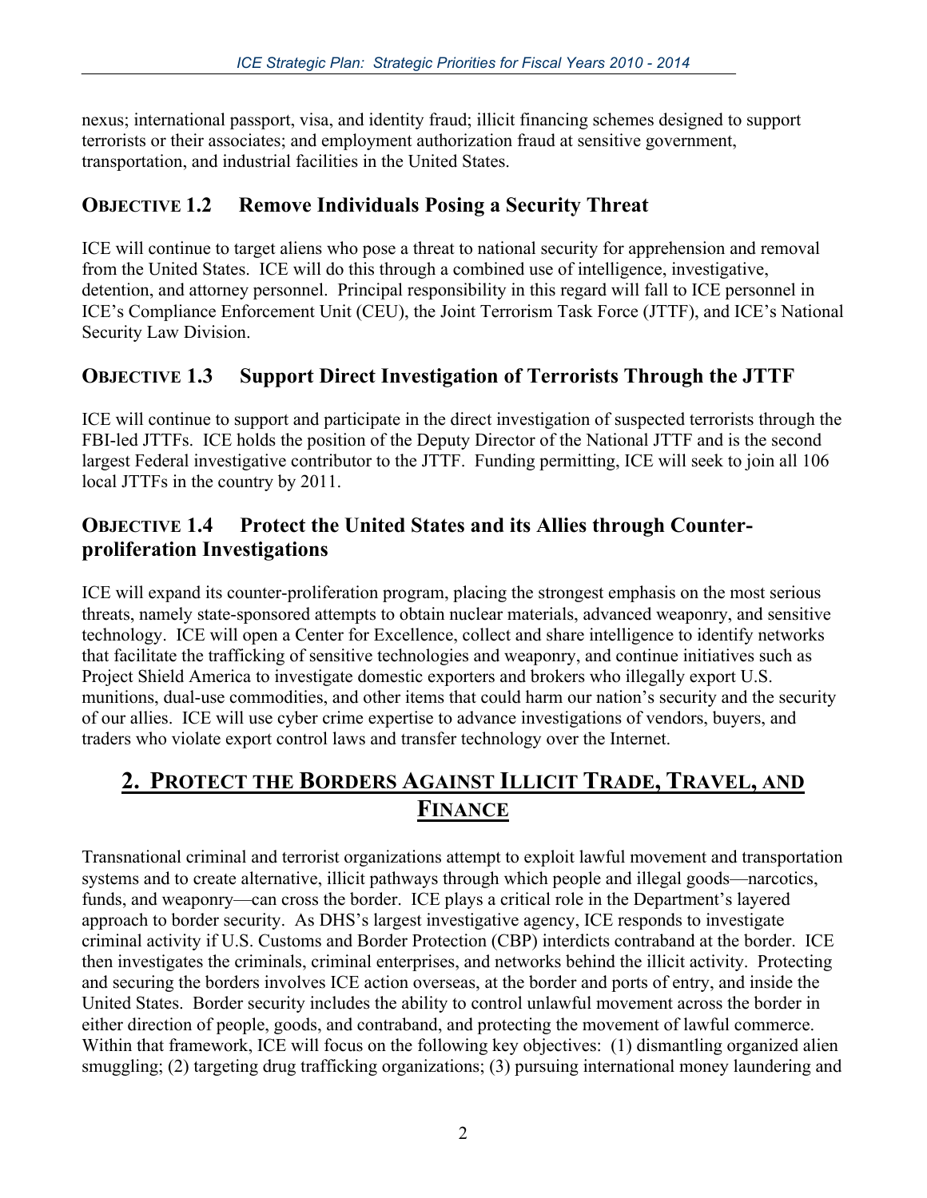nexus; international passport, visa, and identity fraud; illicit financing schemes designed to support terrorists or their associates; and employment authorization fraud at sensitive government, transportation, and industrial facilities in the United States.

### OBJECTIVE 1.2 Remove Individuals Posing a Security Threat

ICE will continue to target aliens who pose a threat to national security for apprehension and removal from the United States. ICE will do this through a combined use of intelligence, investigative, detention, and attorney personnel. Principal responsibility in this regard will fall to ICE personnel in ICE's Compliance Enforcement Unit (CEU), the Joint Terrorism Task Force (JTTF), and ICE's National Security Law Division.

### OBJECTIVE 1.3 Support Direct Investigation of Terrorists Through the JTTF

ICE will continue to support and participate in the direct investigation of suspected terrorists through the FBI-led JTTFs. ICE holds the position of the Deputy Director of the National JTTF and is the second largest Federal investigative contributor to the JTTF. Funding permitting, ICE will seek to join all 106 local JTTFs in the country by 2011.

### OBJECTIVE 1.4 Protect the United States and its Allies through Counter-proliferation Investigations

ICE will expand its counter-proliferation program, placing the strongest emphasis on the most serious threats, namely state-sponsored attempts to obtain nuclear materials, advanced weaponry, and sensitive technology. ICE will open a Center for Excellence, collect and share intelligence to identify networks that facilitate the trafficking of sensitive technologies and weaponry, and continue initiatives such as Project Shield America to investigate domestic exporters and brokers who illegally export U.S. munitions, dual-use commodities, and other items that could harm our nation's security and the security of our allies. ICE will use cyber crime expertise to advance investigations of vendors, buyers, and traders who violate export control laws and transfer technology over the Internet.

## 2. PROTECT THE BORDERS AGAINST ILLICIT TRADE, TRAVEL, AND FINANCE

Transnational criminal and terrorist organizations attempt to exploit lawful movement and transportation systems and to create alternative, illicit pathways through which people and illegal goods—narcotics, funds, and weaponry—can cross the border. ICE plays a critical role in the Department's layered approach to border security. As DHS's largest investigative agency, ICE responds to investigate criminal activity if U.S. Customs and Border Protection (CBP) interdicts contraband at the border. ICE then investigates the criminals, criminal enterprises, and networks behind the illicit activity. Protecting and securing the borders involves ICE action overseas, at the border and ports of entry, and inside the United States. Border security includes the ability to control unlawful movement across the border in either direction of people, goods, and contraband, and protecting the movement of lawful commerce. Within that framework, ICE will focus on the following key objectives: (1) dismantling organized alien smuggling; (2) targeting drug trafficking organizations; (3) pursuing international money laundering and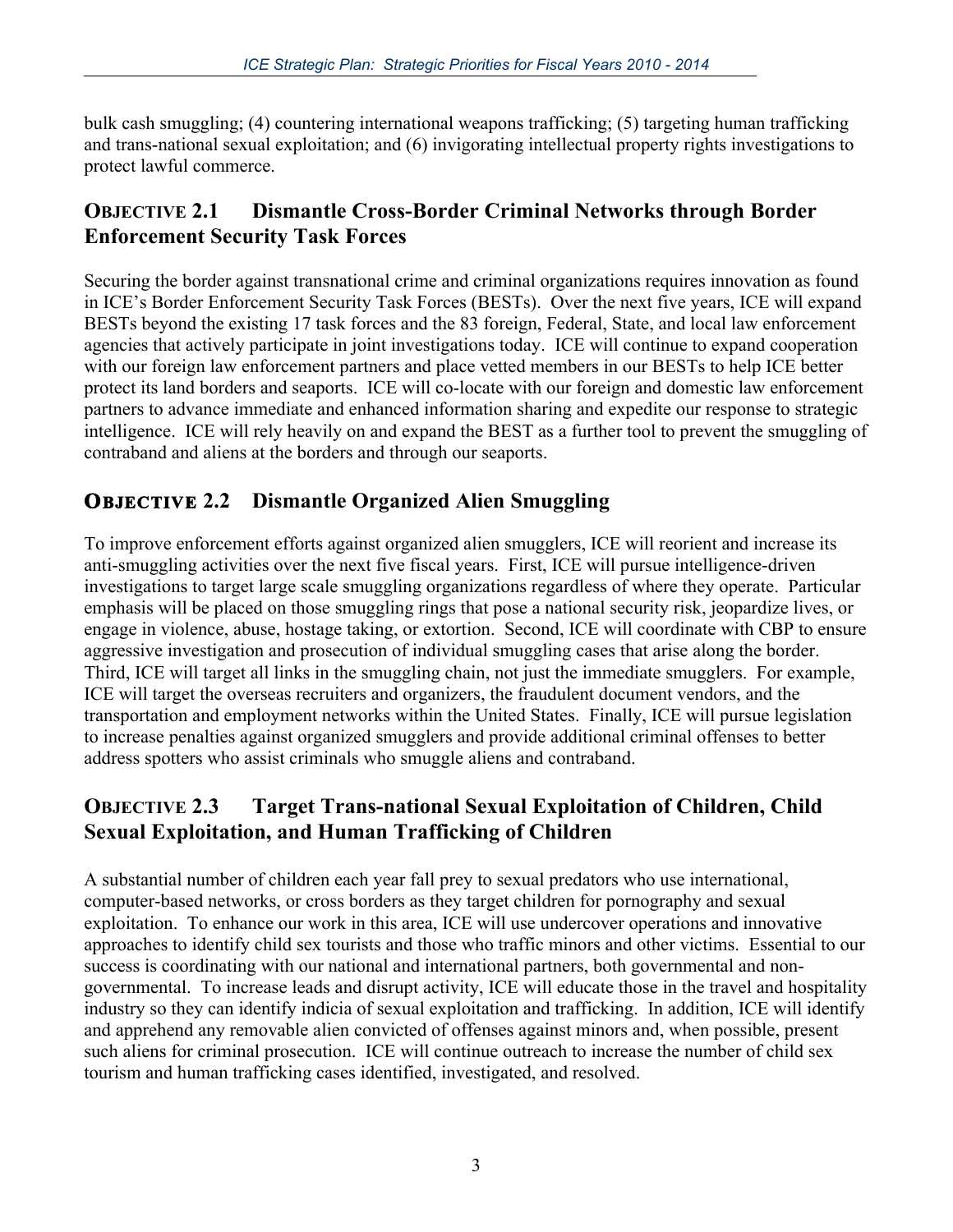bulk cash smuggling; (4) countering international weapons trafficking; (5) targeting human trafficking and trans-national sexual exploitation; and (6) invigorating intellectual property rights investigations to protect lawful commerce.

## OBJECTIVE 2.1 Dismantle Cross-Border Criminal Networks through Border Enforcement Security Task Forces

Securing the border against transnational crime and criminal organizations requires innovation as found in ICE's Border Enforcement Security Task Forces (BESTs). Over the next five years, ICE will expand BESTs beyond the existing 17 task forces and the 83 foreign, Federal, State, and local law enforcement agencies that actively participate in joint investigations today. ICE will continue to expand cooperation with our foreign law enforcement partners and place vetted members in our BESTs to help ICE better protect its land borders and seaports. ICE will co-locate with our foreign and domestic law enforcement partners to advance immediate and enhanced information sharing and expedite our response to strategic intelligence. ICE will rely heavily on and expand the BEST as a further tool to prevent the smuggling of contraband and aliens at the borders and through our seaports.

## OBJECTIVE 2.2 Dismantle Organized Alien Smuggling

To improve enforcement efforts against organized alien smugglers, ICE will reorient and increase its anti-smuggling activities over the next five fiscal years. First, ICE will pursue intelligence-driven investigations to target large scale smuggling organizations regardless of where they operate. Particular emphasis will be placed on those smuggling rings that pose a national security risk, jeopardize lives, or engage in violence, abuse, hostage taking, or extortion. Second, ICE will coordinate with CBP to ensure aggressive investigation and prosecution of individual smuggling cases that arise along the border. Third, ICE will target all links in the smuggling chain, not just the immediate smugglers. For example, ICE will target the overseas recruiters and organizers, the fraudulent document vendors, and the transportation and employment networks within the United States. Finally, ICE will pursue legislation to increase penalties against organized smugglers and provide additional criminal offenses to better address spotters who assist criminals who smuggle aliens and contraband.

## OBJECTIVE 2.3 Target Trans-national Sexual Exploitation of Children, Child Sexual Exploitation, and Human Trafficking of Children

A substantial number of children each year fall prey to sexual predators who use international, computer-based networks, or cross borders as they target children for pornography and sexual exploitation. To enhance our work in this area, ICE will use undercover operations and innovative approaches to identify child sex tourists and those who traffic minors and other victims. Essential to our success is coordinating with our national and international partners, both governmental and non-governmental. To increase leads and disrupt activity, ICE will educate those in the travel and hospitality industry so they can identify indicia of sexual exploitation and trafficking. In addition, ICE will identify and apprehend any removable alien convicted of offenses against minors and, when possible, present such aliens for criminal prosecution. ICE will continue outreach to increase the number of child sex tourism and human trafficking cases identified, investigated, and resolved.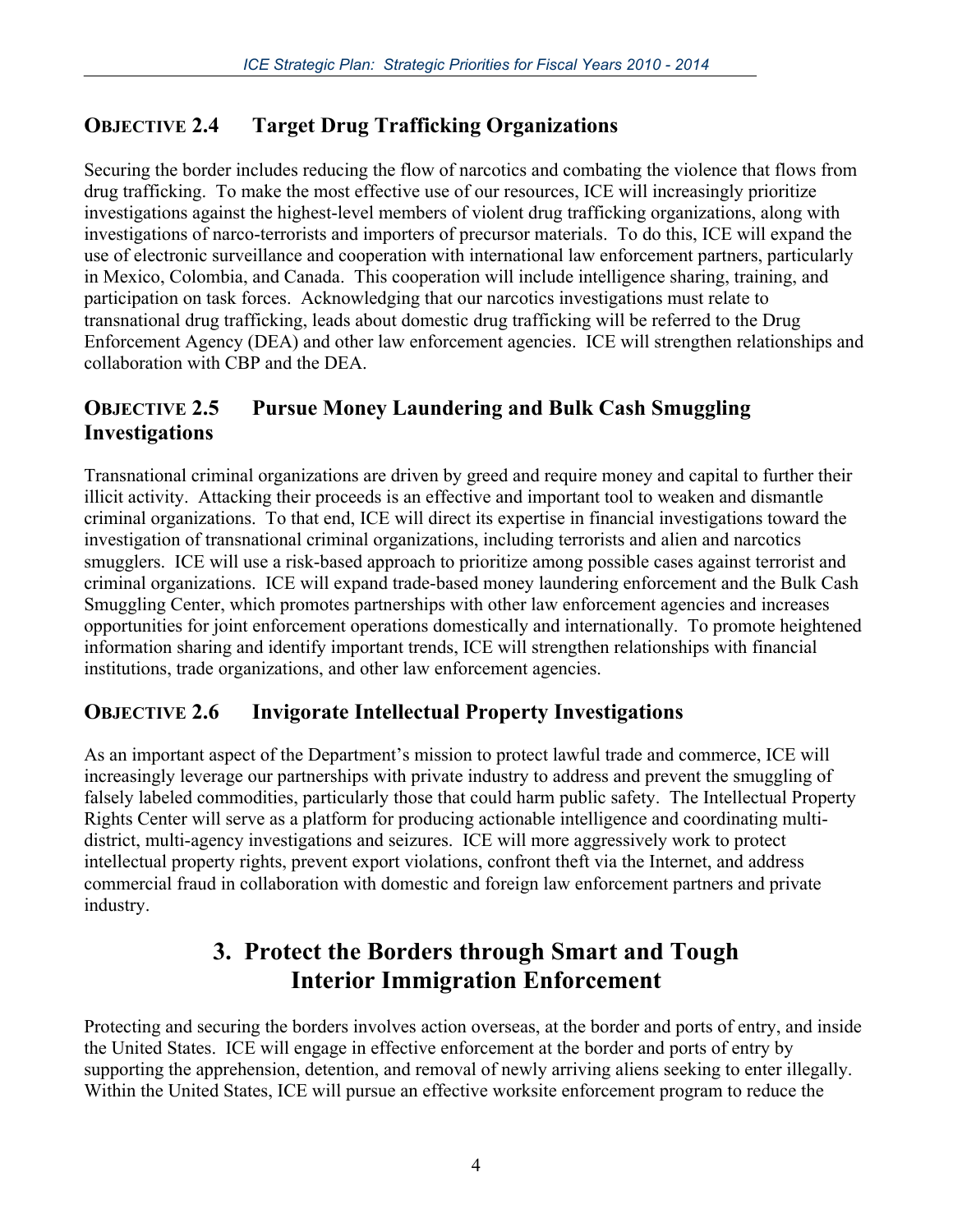### **Objective 2.4 Target Drug Trafficking Organizations**

Securing the border includes reducing the flow of narcotics and combating the violence that flows from drug trafficking. To make the most effective use of our resources, ICE will increasingly prioritize investigations against the highest-level members of violent drug trafficking organizations, along with investigations of narco-terrorists and importers of precursor materials. To do this, ICE will expand the use of electronic surveillance and cooperation with international law enforcement partners, particularly in Mexico, Colombia, and Canada. This cooperation will include intelligence sharing, training, and participation on task forces. Acknowledging that our narcotics investigations must relate to transnational drug trafficking, leads about domestic drug trafficking will be referred to the Drug Enforcement Agency (DEA) and other law enforcement agencies. ICE will strengthen relationships and collaboration with CBP and the DEA.

### **Objective 2.5 Pursue Money Laundering and Bulk Cash Smuggling Investigations**

Transnational criminal organizations are driven by greed and require money and capital to further their illicit activity. Attacking their proceeds is an effective and important tool to weaken and dismantle criminal organizations. To that end, ICE will direct its expertise in financial investigations toward the investigation of transnational criminal organizations, including terrorists and alien and narcotics smugglers. ICE will use a risk-based approach to prioritize among possible cases against terrorist and criminal organizations. ICE will expand trade-based money laundering enforcement and the Bulk Cash Smuggling Center, which promotes partnerships with other law enforcement agencies and increases opportunities for joint enforcement operations domestically and internationally. To promote heightened information sharing and identify important trends, ICE will strengthen relationships with financial institutions, trade organizations, and other law enforcement agencies.

### **Objective 2.6 Invigorate Intellectual Property Investigations**

As an important aspect of the Department's mission to protect lawful trade and commerce, ICE will increasingly leverage our partnerships with private industry to address and prevent the smuggling of falsely labeled commodities, particularly those that could harm public safety. The Intellectual Property Rights Center will serve as a platform for producing actionable intelligence and coordinating multi-district, multi-agency investigations and seizures. ICE will more aggressively work to protect intellectual property rights, prevent export violations, confront theft via the Internet, and address commercial fraud in collaboration with domestic and foreign law enforcement partners and private industry.

## **3. Protect the Borders through Smart and Tough Interior Immigration Enforcement**

Protecting and securing the borders involves action overseas, at the border and ports of entry, and inside the United States. ICE will engage in effective enforcement at the border and ports of entry by supporting the apprehension, detention, and removal of newly arriving aliens seeking to enter illegally. Within the United States, ICE will pursue an effective worksite enforcement program to reduce the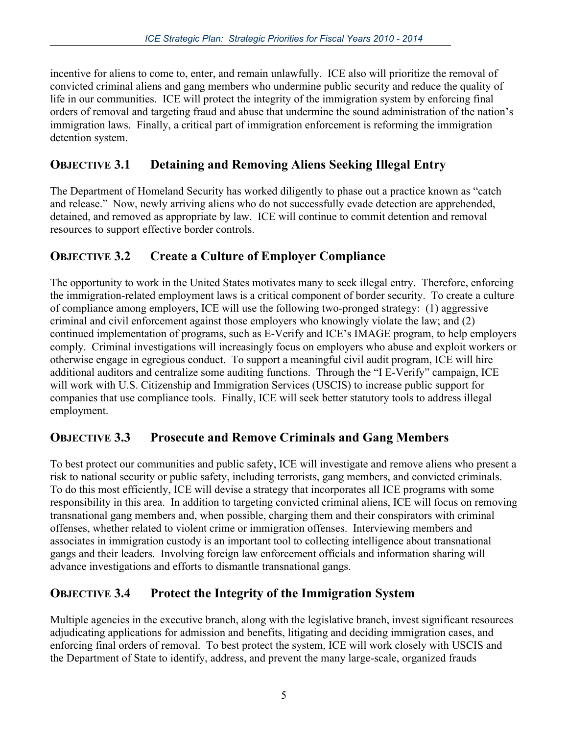incentive for aliens to come to, enter, and remain unlawfully. ICE also will prioritize the removal of convicted criminal aliens and gang members who undermine public security and reduce the quality of life in our communities. ICE will protect the integrity of the immigration system by enforcing final orders of removal and targeting fraud and abuse that undermine the sound administration of the nation's immigration laws. Finally, a critical part of immigration enforcement is reforming the immigration detention system.

## OBJECTIVE 3.1 Detaining and Removing Aliens Seeking Illegal Entry

The Department of Homeland Security has worked diligently to phase out a practice known as "catch and release." Now, newly arriving aliens who do not successfully evade detection are apprehended, detained, and removed as appropriate by law. ICE will continue to commit detention and removal resources to support effective border controls.

## OBJECTIVE 3.2 Create a Culture of Employer Compliance

The opportunity to work in the United States motivates many to seek illegal entry. Therefore, enforcing the immigration-related employment laws is a critical component of border security. To create a culture of compliance among employers, ICE will use the following two-pronged strategy: (1) aggressive criminal and civil enforcement against those employers who knowingly violate the law; and (2) continued implementation of programs, such as E-Verify and ICE's IMAGE program, to help employers comply. Criminal investigations will increasingly focus on employers who abuse and exploit workers or otherwise engage in egregious conduct. To support a meaningful civil audit program, ICE will hire additional auditors and centralize some auditing functions. Through the "I E-Verify" campaign, ICE will work with U.S. Citizenship and Immigration Services (USCIS) to increase public support for companies that use compliance tools. Finally, ICE will seek better statutory tools to address illegal employment.

## OBJECTIVE 3.3 Prosecute and Remove Criminals and Gang Members

To best protect our communities and public safety, ICE will investigate and remove aliens who present a risk to national security or public safety, including terrorists, gang members, and convicted criminals. To do this most efficiently, ICE will devise a strategy that incorporates all ICE programs with some responsibility in this area. In addition to targeting convicted criminal aliens, ICE will focus on removing transnational gang members and, when possible, charging them and their conspirators with criminal offenses, whether related to violent crime or immigration offenses. Interviewing members and associates in immigration custody is an important tool to collecting intelligence about transnational gangs and their leaders. Involving foreign law enforcement officials and information sharing will advance investigations and efforts to dismantle transnational gangs.

## OBJECTIVE 3.4 Protect the Integrity of the Immigration System

Multiple agencies in the executive branch, along with the legislative branch, invest significant resources adjudicating applications for admission and benefits, litigating and deciding immigration cases, and enforcing final orders of removal. To best protect the system, ICE will work closely with USCIS and the Department of State to identify, address, and prevent the many large-scale, organized frauds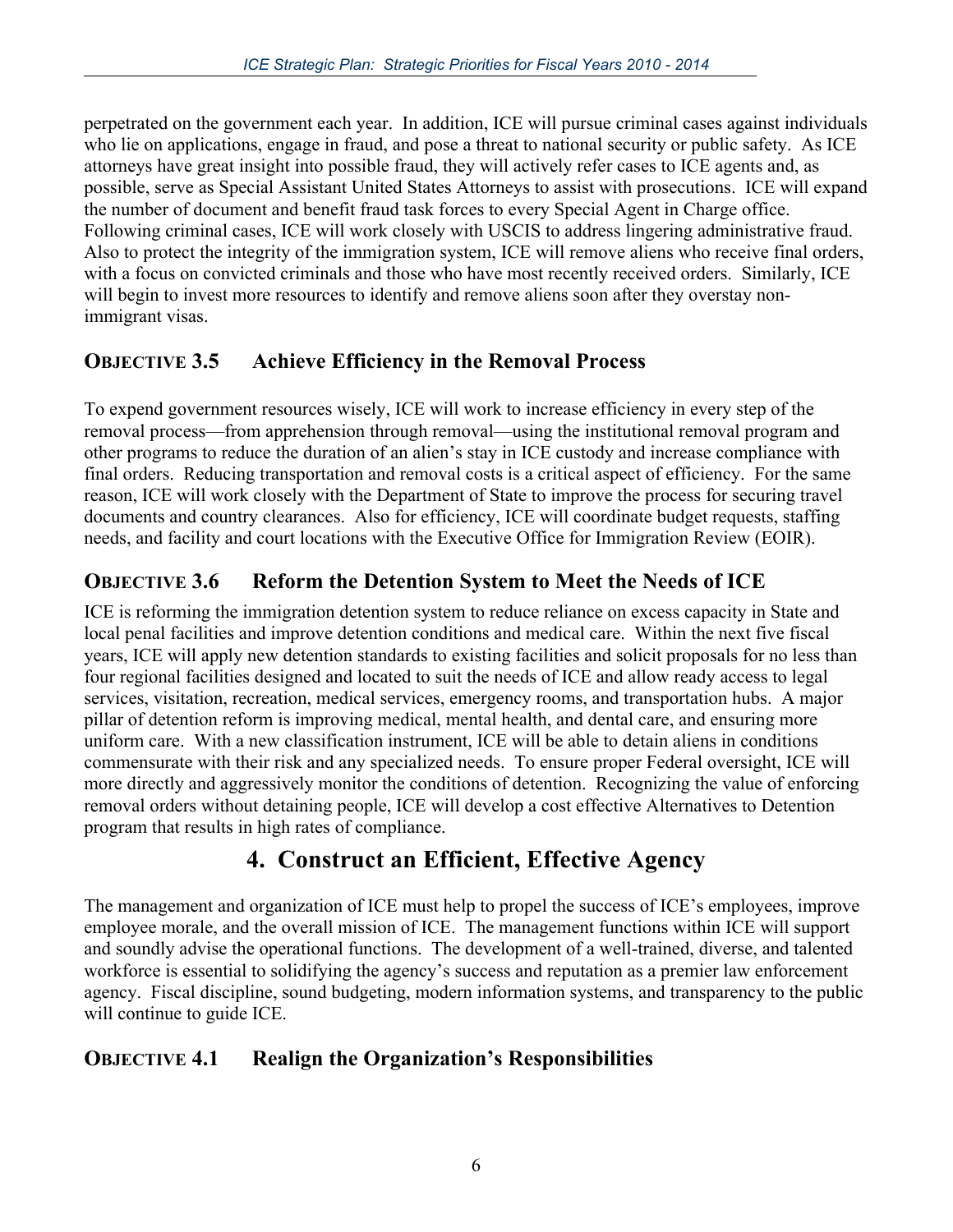perpetrated on the government each year. In addition, ICE will pursue criminal cases against individuals who lie on applications, engage in fraud, and pose a threat to national security or public safety. As ICE attorneys have great insight into possible fraud, they will actively refer cases to ICE agents and, as possible, serve as Special Assistant United States Attorneys to assist with prosecutions. ICE will expand the number of document and benefit fraud task forces to every Special Agent in Charge office. Following criminal cases, ICE will work closely with USCIS to address lingering administrative fraud. Also to protect the integrity of the immigration system, ICE will remove aliens who receive final orders, with a focus on convicted criminals and those who have most recently received orders. Similarly, ICE will begin to invest more resources to identify and remove aliens soon after they overstay non-immigrant visas.

### OBJECTIVE 3.5 Achieve Efficiency in the Removal Process

To expend government resources wisely, ICE will work to increase efficiency in every step of the removal process—from apprehension through removal—using the institutional removal program and other programs to reduce the duration of an alien's stay in ICE custody and increase compliance with final orders. Reducing transportation and removal costs is a critical aspect of efficiency. For the same reason, ICE will work closely with the Department of State to improve the process for securing travel documents and country clearances. Also for efficiency, ICE will coordinate budget requests, staffing needs, and facility and court locations with the Executive Office for Immigration Review (EOIR).

### OBJECTIVE 3.6 Reform the Detention System to Meet the Needs of ICE

ICE is reforming the immigration detention system to reduce reliance on excess capacity in State and local penal facilities and improve detention conditions and medical care. Within the next five fiscal years, ICE will apply new detention standards to existing facilities and solicit proposals for no less than four regional facilities designed and located to suit the needs of ICE and allow ready access to legal services, visitation, recreation, medical services, emergency rooms, and transportation hubs. A major pillar of detention reform is improving medical, mental health, and dental care, and ensuring more uniform care. With a new classification instrument, ICE will be able to detain aliens in conditions commensurate with their risk and any specialized needs. To ensure proper Federal oversight, ICE will more directly and aggressively monitor the conditions of detention. Recognizing the value of enforcing removal orders without detaining people, ICE will develop a cost effective Alternatives to Detention program that results in high rates of compliance.

## 4. Construct an Efficient, Effective Agency

The management and organization of ICE must help to propel the success of ICE's employees, improve employee morale, and the overall mission of ICE. The management functions within ICE will support and soundly advise the operational functions. The development of a well-trained, diverse, and talented workforce is essential to solidifying the agency's success and reputation as a premier law enforcement agency. Fiscal discipline, sound budgeting, modern information systems, and transparency to the public will continue to guide ICE.

### OBJECTIVE 4.1 Realign the Organization's Responsibilities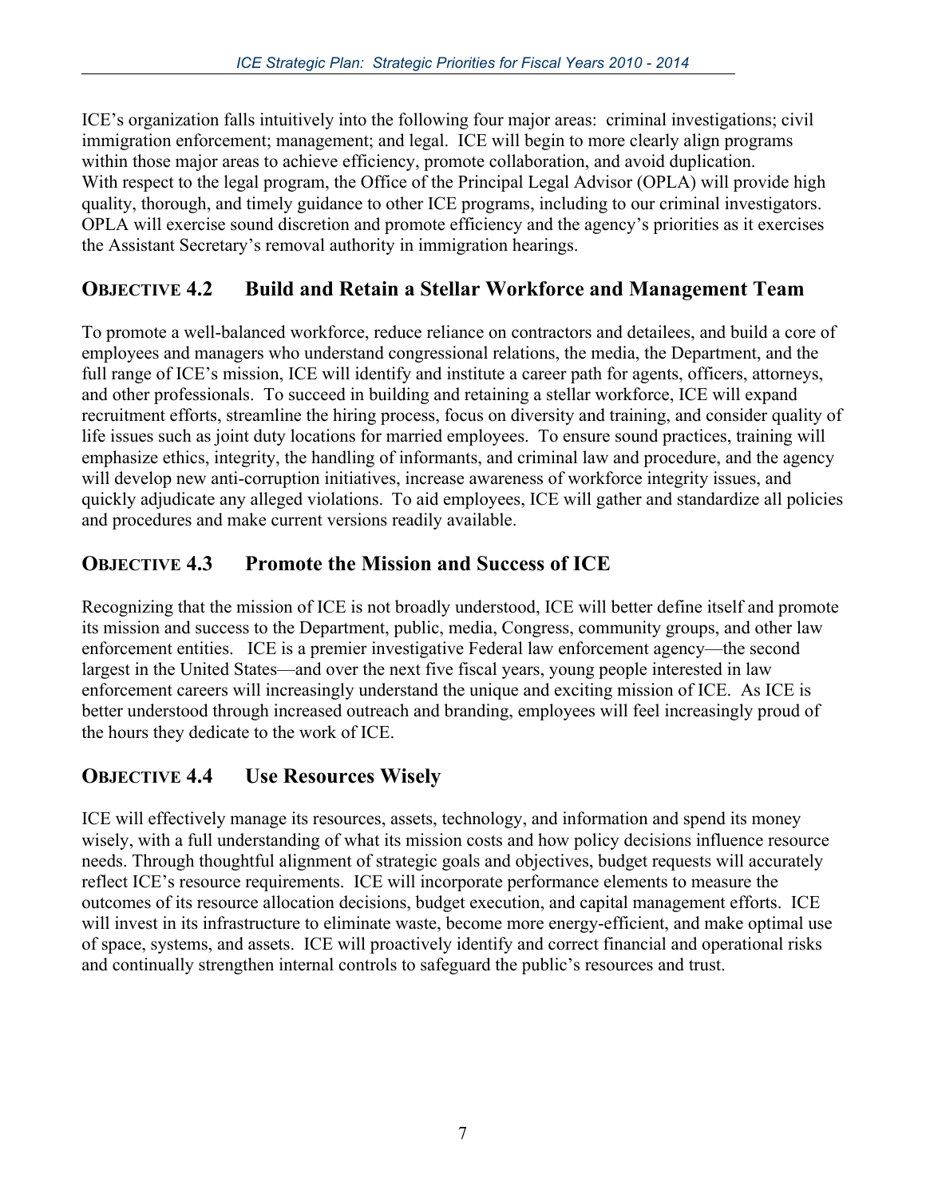ICE's organization falls intuitively into the following four major areas: criminal investigations; civil immigration enforcement; management; and legal. ICE will begin to more clearly align programs within those major areas to achieve efficiency, promote collaboration, and avoid duplication. With respect to the legal program, the Office of the Principal Legal Advisor (OPLA) will provide high quality, thorough, and timely guidance to other ICE programs, including to our criminal investigators. OPLA will exercise sound discretion and promote efficiency and the agency's priorities as it exercises the Assistant Secretary's removal authority in immigration hearings.

## OBJECTIVE 4.2 Build and Retain a Stellar Workforce and Management Team

To promote a well-balanced workforce, reduce reliance on contractors and detailees, and build a core of employees and managers who understand congressional relations, the media, the Department, and the full range of ICE's mission, ICE will identify and institute a career path for agents, officers, attorneys, and other professionals. To succeed in building and retaining a stellar workforce, ICE will expand recruitment efforts, streamline the hiring process, focus on diversity and training, and consider quality of life issues such as joint duty locations for married employees. To ensure sound practices, training will emphasize ethics, integrity, the handling of informants, and criminal law and procedure, and the agency will develop new anti-corruption initiatives, increase awareness of workforce integrity issues, and quickly adjudicate any alleged violations. To aid employees, ICE will gather and standardize all policies and procedures and make current versions readily available.

## OBJECTIVE 4.3 Promote the Mission and Success of ICE

Recognizing that the mission of ICE is not broadly understood, ICE will better define itself and promote its mission and success to the Department, public, media, Congress, community groups, and other law enforcement entities. ICE is a premier investigative Federal law enforcement agency—the second largest in the United States—and over the next five fiscal years, young people interested in law enforcement careers will increasingly understand the unique and exciting mission of ICE. As ICE is better understood through increased outreach and branding, employees will feel increasingly proud of the hours they dedicate to the work of ICE.

## OBJECTIVE 4.4 Use Resources Wisely

ICE will effectively manage its resources, assets, technology, and information and spend its money wisely, with a full understanding of what its mission costs and how policy decisions influence resource needs. Through thoughtful alignment of strategic goals and objectives, budget requests will accurately reflect ICE's resource requirements. ICE will incorporate performance elements to measure the outcomes of its resource allocation decisions, budget execution, and capital management efforts. ICE will invest in its infrastructure to eliminate waste, become more energy-efficient, and make optimal use of space, systems, and assets. ICE will proactively identify and correct financial and operational risks and continually strengthen internal controls to safeguard the public's resources and trust.